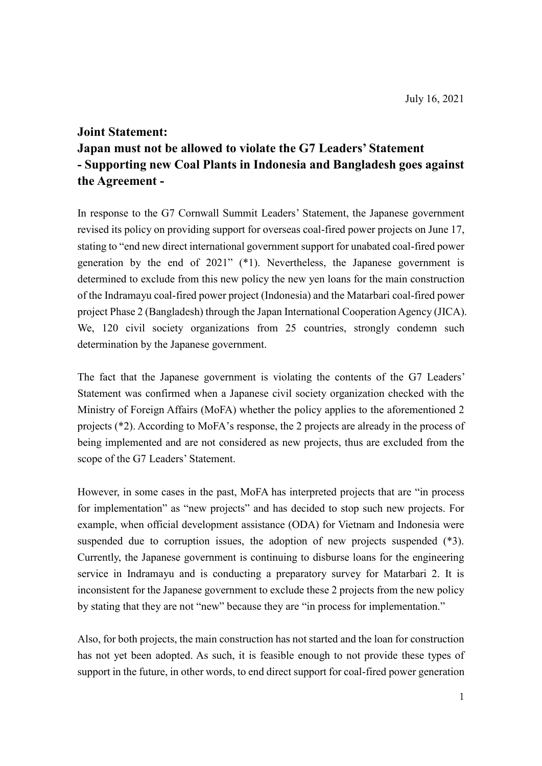July 16, 2021

# Joint Statement:
# Japan must not be allowed to violate the G7 Leaders' Statement
# - Supporting new Coal Plants in Indonesia and Bangladesh goes against the Agreement -

In response to the G7 Cornwall Summit Leaders' Statement, the Japanese government revised its policy on providing support for overseas coal-fired power projects on June 17, stating to "end new direct international government support for unabated coal-fired power generation by the end of 2021" (*1). Nevertheless, the Japanese government is determined to exclude from this new policy the new yen loans for the main construction of the Indramayu coal-fired power project (Indonesia) and the Matarbari coal-fired power project Phase 2 (Bangladesh) through the Japan International Cooperation Agency (JICA). We, 120 civil society organizations from 25 countries, strongly condemn such determination by the Japanese government.

The fact that the Japanese government is violating the contents of the G7 Leaders' Statement was confirmed when a Japanese civil society organization checked with the Ministry of Foreign Affairs (MoFA) whether the policy applies to the aforementioned 2 projects (*2). According to MoFA's response, the 2 projects are already in the process of being implemented and are not considered as new projects, thus are excluded from the scope of the G7 Leaders' Statement.

However, in some cases in the past, MoFA has interpreted projects that are "in process for implementation" as "new projects" and has decided to stop such new projects. For example, when official development assistance (ODA) for Vietnam and Indonesia were suspended due to corruption issues, the adoption of new projects suspended (*3). Currently, the Japanese government is continuing to disburse loans for the engineering service in Indramayu and is conducting a preparatory survey for Matarbari 2. It is inconsistent for the Japanese government to exclude these 2 projects from the new policy by stating that they are not "new" because they are "in process for implementation."

Also, for both projects, the main construction has not started and the loan for construction has not yet been adopted. As such, it is feasible enough to not provide these types of support in the future, in other words, to end direct support for coal-fired power generation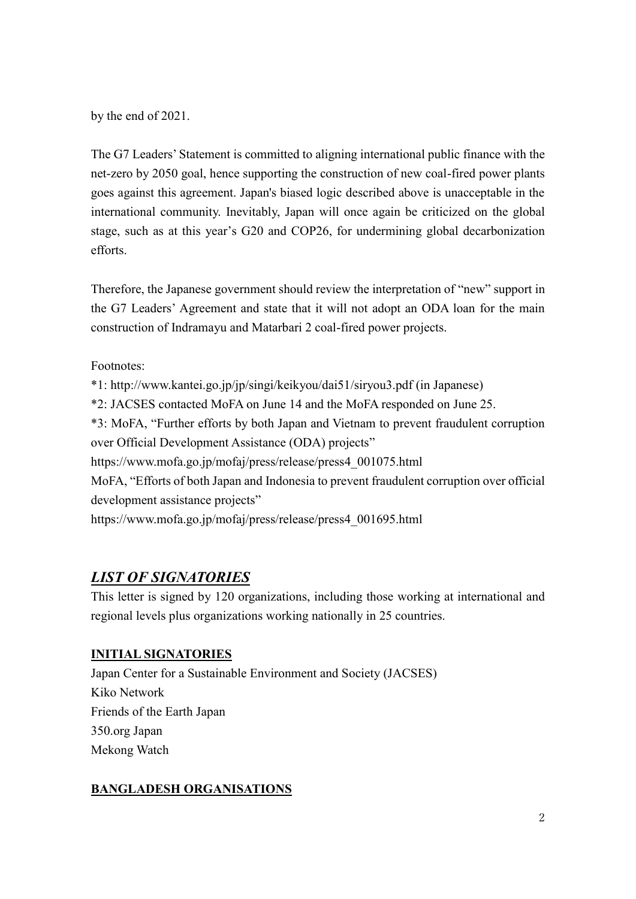by the end of 2021.

The G7 Leaders' Statement is committed to aligning international public finance with the net-zero by 2050 goal, hence supporting the construction of new coal-fired power plants goes against this agreement. Japan's biased logic described above is unacceptable in the international community. Inevitably, Japan will once again be criticized on the global stage, such as at this year's G20 and COP26, for undermining global decarbonization efforts.

Therefore, the Japanese government should review the interpretation of "new" support in the G7 Leaders' Agreement and state that it will not adopt an ODA loan for the main construction of Indramayu and Matarbari 2 coal-fired power projects.

Footnotes:

*1: http://www.kantei.go.jp/jp/singi/keikyou/dai51/siryou3.pdf (in Japanese)

*2: JACSES contacted MoFA on June 14 and the MoFA responded on June 25.

*3: MoFA, "Further efforts by both Japan and Vietnam to prevent fraudulent corruption over Official Development Assistance (ODA) projects"
https://www.mofa.go.jp/mofaj/press/release/press4_001075.html
MoFA, "Efforts of both Japan and Indonesia to prevent fraudulent corruption over official development assistance projects"
https://www.mofa.go.jp/mofaj/press/release/press4_001695.html

## ***LIST OF SIGNATORIES***

This letter is signed by 120 organizations, including those working at international and regional levels plus organizations working nationally in 25 countries.

### **INITIAL SIGNATORIES**

Japan Center for a Sustainable Environment and Society (JACSES)
Kiko Network
Friends of the Earth Japan
350.org Japan
Mekong Watch

### **BANGLADESH ORGANISATIONS**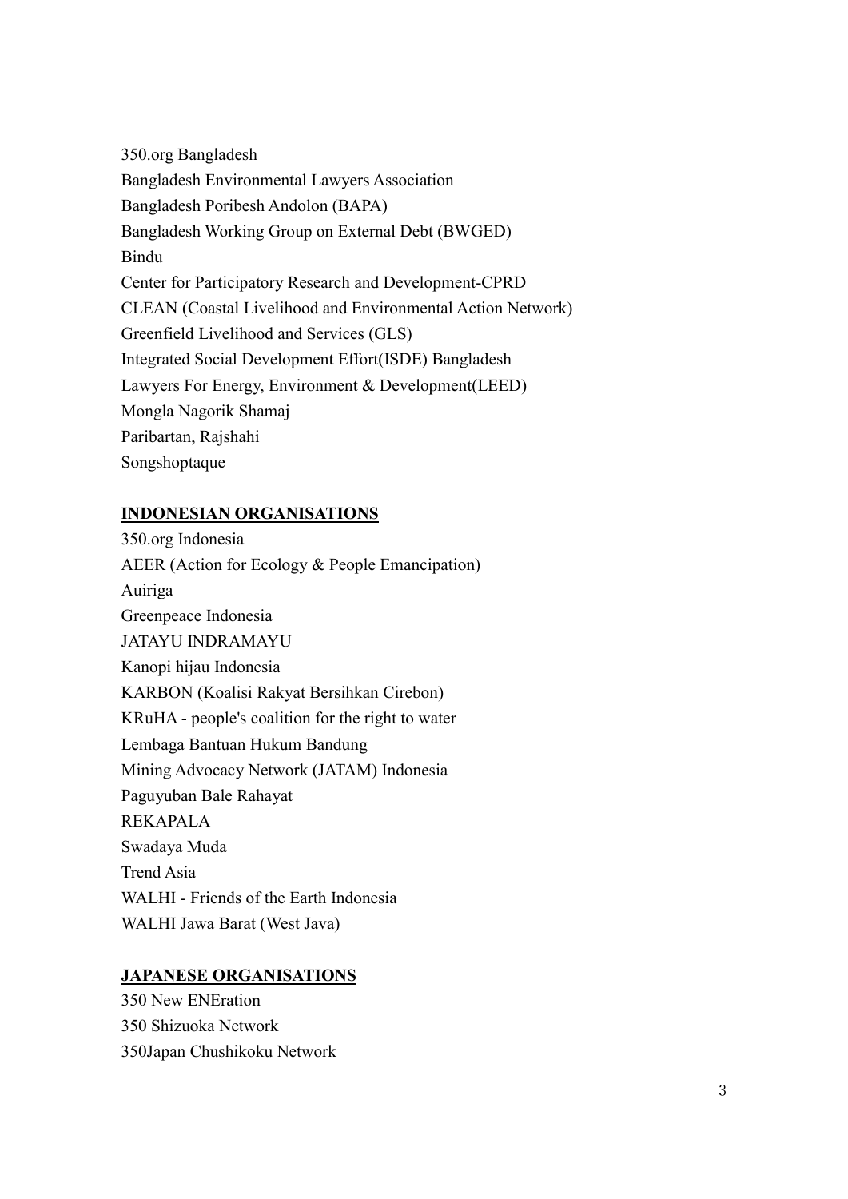350.org Bangladesh
Bangladesh Environmental Lawyers Association
Bangladesh Poribesh Andolon (BAPA)
Bangladesh Working Group on External Debt (BWGED)
Bindu
Center for Participatory Research and Development-CPRD
CLEAN (Coastal Livelihood and Environmental Action Network)
Greenfield Livelihood and Services (GLS)
Integrated Social Development Effort(ISDE) Bangladesh
Lawyers For Energy, Environment & Development(LEED)
Mongla Nagorik Shamaj
Paribartan, Rajshahi
Songshoptaque

**INDONESIAN ORGANISATIONS**

350.org Indonesia
AEER (Action for Ecology & People Emancipation)
Auiriga
Greenpeace Indonesia
JATAYU INDRAMAYU
Kanopi hijau Indonesia
KARBON (Koalisi Rakyat Bersihkan Cirebon)
KRuHA - people's coalition for the right to water
Lembaga Bantuan Hukum Bandung
Mining Advocacy Network (JATAM) Indonesia
Paguyuban Bale Rahayat
REKAPALA
Swadaya Muda
Trend Asia
WALHI - Friends of the Earth Indonesia
WALHI Jawa Barat (West Java)

**JAPANESE ORGANISATIONS**

350 New ENEration
350 Shizuoka Network
350Japan Chushikoku Network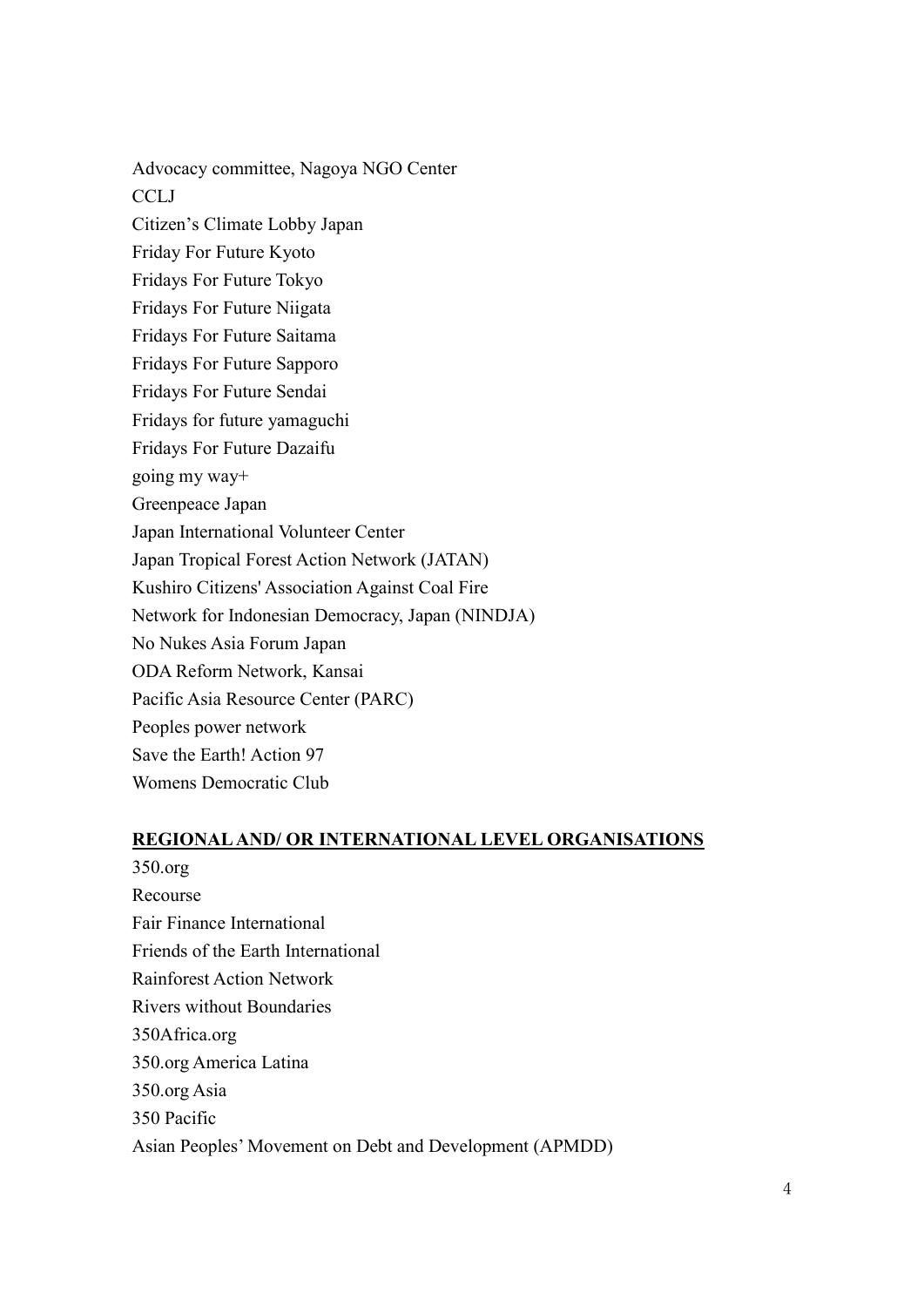Advocacy committee, Nagoya NGO Center

CCLJ

Citizen's Climate Lobby Japan

Friday For Future Kyoto

Fridays For Future Tokyo

Fridays For Future Niigata

Fridays For Future Saitama

Fridays For Future Sapporo

Fridays For Future Sendai

Fridays for future yamaguchi

Fridays For Future Dazaifu

going my way+

Greenpeace Japan

Japan International Volunteer Center

Japan Tropical Forest Action Network (JATAN)

Kushiro Citizens' Association Against Coal Fire

Network for Indonesian Democracy, Japan (NINDJA)

No Nukes Asia Forum Japan

ODA Reform Network, Kansai

Pacific Asia Resource Center (PARC)

Peoples power network

Save the Earth! Action 97

Womens Democratic Club

**REGIONAL AND/ OR INTERNATIONAL LEVEL ORGANISATIONS**

350.org

Recourse

Fair Finance International

Friends of the Earth International

Rainforest Action Network

Rivers without Boundaries

350Africa.org

350.org America Latina

350.org Asia

350 Pacific

Asian Peoples' Movement on Debt and Development (APMDD)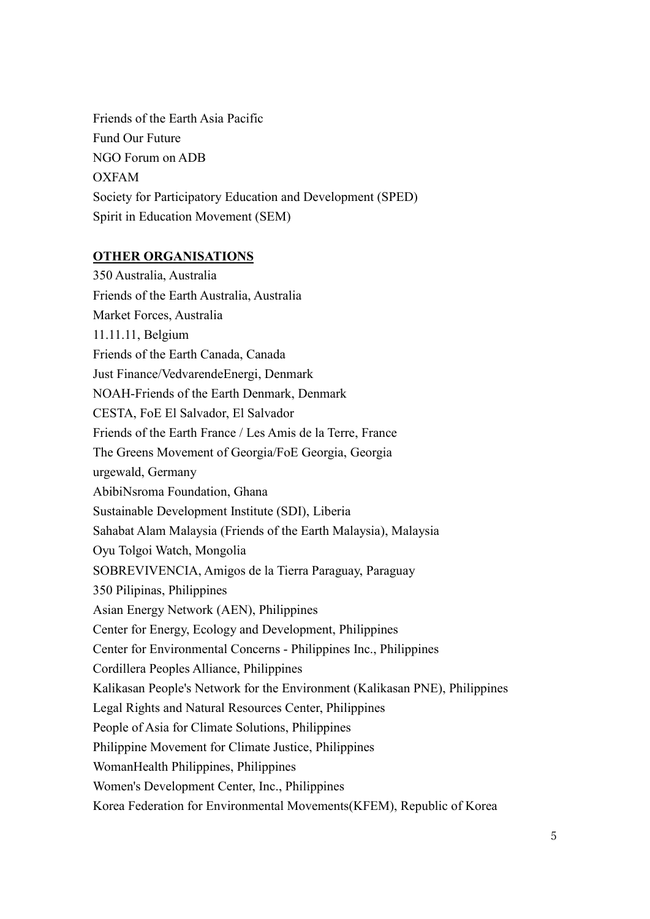Friends of the Earth Asia Pacific
Fund Our Future
NGO Forum on ADB
OXFAM
Society for Participatory Education and Development (SPED)
Spirit in Education Movement (SEM)

**OTHER ORGANISATIONS**

350 Australia, Australia
Friends of the Earth Australia, Australia
Market Forces, Australia
11.11.11, Belgium
Friends of the Earth Canada, Canada
Just Finance/VedvarendeEnergi, Denmark
NOAH-Friends of the Earth Denmark, Denmark
CESTA, FoE El Salvador, El Salvador
Friends of the Earth France / Les Amis de la Terre, France
The Greens Movement of Georgia/FoE Georgia, Georgia
urgewald, Germany
AbibiNsroma Foundation, Ghana
Sustainable Development Institute (SDI), Liberia
Sahabat Alam Malaysia (Friends of the Earth Malaysia), Malaysia
Oyu Tolgoi Watch, Mongolia
SOBREVIVENCIA, Amigos de la Tierra Paraguay, Paraguay
350 Pilipinas, Philippines
Asian Energy Network (AEN), Philippines
Center for Energy, Ecology and Development, Philippines
Center for Environmental Concerns - Philippines Inc., Philippines
Cordillera Peoples Alliance, Philippines
Kalikasan People's Network for the Environment (Kalikasan PNE), Philippines
Legal Rights and Natural Resources Center, Philippines
People of Asia for Climate Solutions, Philippines
Philippine Movement for Climate Justice, Philippines
WomanHealth Philippines, Philippines
Women's Development Center, Inc., Philippines
Korea Federation for Environmental Movements(KFEM), Republic of Korea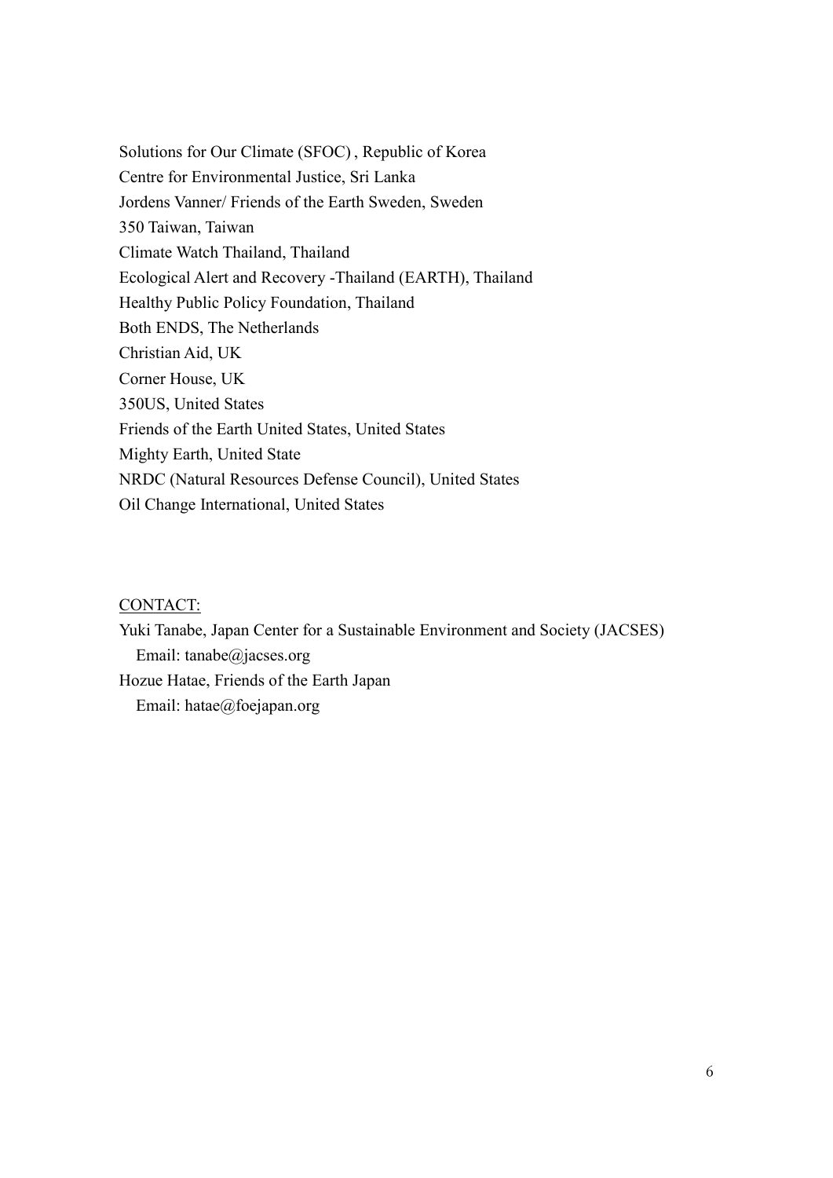Solutions for Our Climate (SFOC) , Republic of Korea
Centre for Environmental Justice, Sri Lanka
Jordens Vanner/ Friends of the Earth Sweden, Sweden
350 Taiwan, Taiwan
Climate Watch Thailand, Thailand
Ecological Alert and Recovery -Thailand (EARTH), Thailand
Healthy Public Policy Foundation, Thailand
Both ENDS, The Netherlands
Christian Aid, UK
Corner House, UK
350US, United States
Friends of the Earth United States, United States
Mighty Earth, United State
NRDC (Natural Resources Defense Council), United States
Oil Change International, United States

<u>CONTACT:</u>

Yuki Tanabe, Japan Center for a Sustainable Environment and Society (JACSES)
Email: tanabe@jacses.org
Hozue Hatae, Friends of the Earth Japan
Email: hatae@foejapan.org